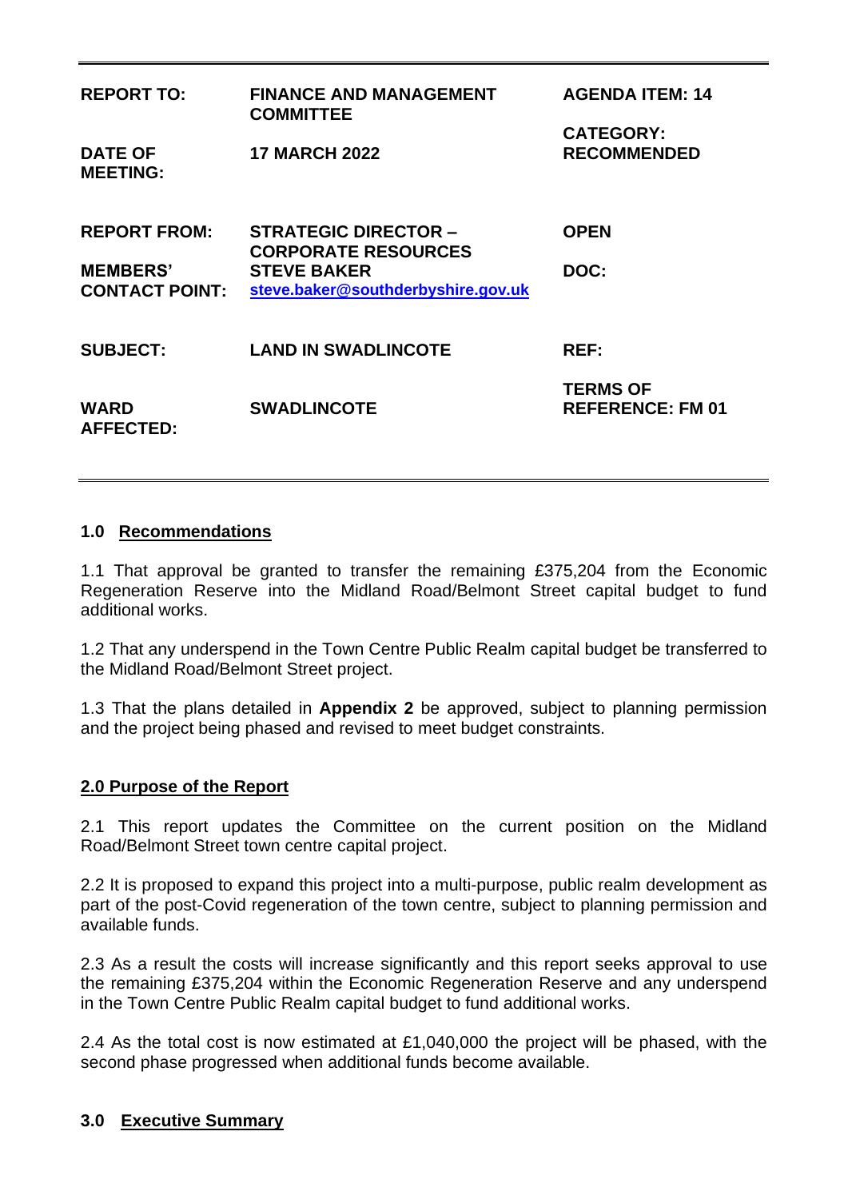| | | |
|---|---|---|
| **REPORT TO:** | **FINANCE AND MANAGEMENT COMMITTEE** | **AGENDA ITEM: 14** |
| **DATE OF MEETING:** | **17 MARCH 2022** | **CATEGORY: RECOMMENDED** |
| **REPORT FROM:** | **STRATEGIC DIRECTOR – CORPORATE RESOURCES** | **OPEN** |
| **MEMBERS' CONTACT POINT:** | **STEVE BAKER** **steve.baker@southderbyshire.gov.uk** | **DOC:** |
| **SUBJECT:** | **LAND IN SWADLINCOTE** | **REF:** |
| **WARD AFFECTED:** | **SWADLINCOTE** | **TERMS OF REFERENCE: FM 01** |

## 1.0 Recommendations

1.1 That approval be granted to transfer the remaining £375,204 from the Economic Regeneration Reserve into the Midland Road/Belmont Street capital budget to fund additional works.

1.2 That any underspend in the Town Centre Public Realm capital budget be transferred to the Midland Road/Belmont Street project.

1.3 That the plans detailed in **Appendix 2** be approved, subject to planning permission and the project being phased and revised to meet budget constraints.

## 2.0 Purpose of the Report

2.1 This report updates the Committee on the current position on the Midland Road/Belmont Street town centre capital project.

2.2 It is proposed to expand this project into a multi-purpose, public realm development as part of the post-Covid regeneration of the town centre, subject to planning permission and available funds.

2.3 As a result the costs will increase significantly and this report seeks approval to use the remaining £375,204 within the Economic Regeneration Reserve and any underspend in the Town Centre Public Realm capital budget to fund additional works.

2.4 As the total cost is now estimated at £1,040,000 the project will be phased, with the second phase progressed when additional funds become available.

## 3.0 Executive Summary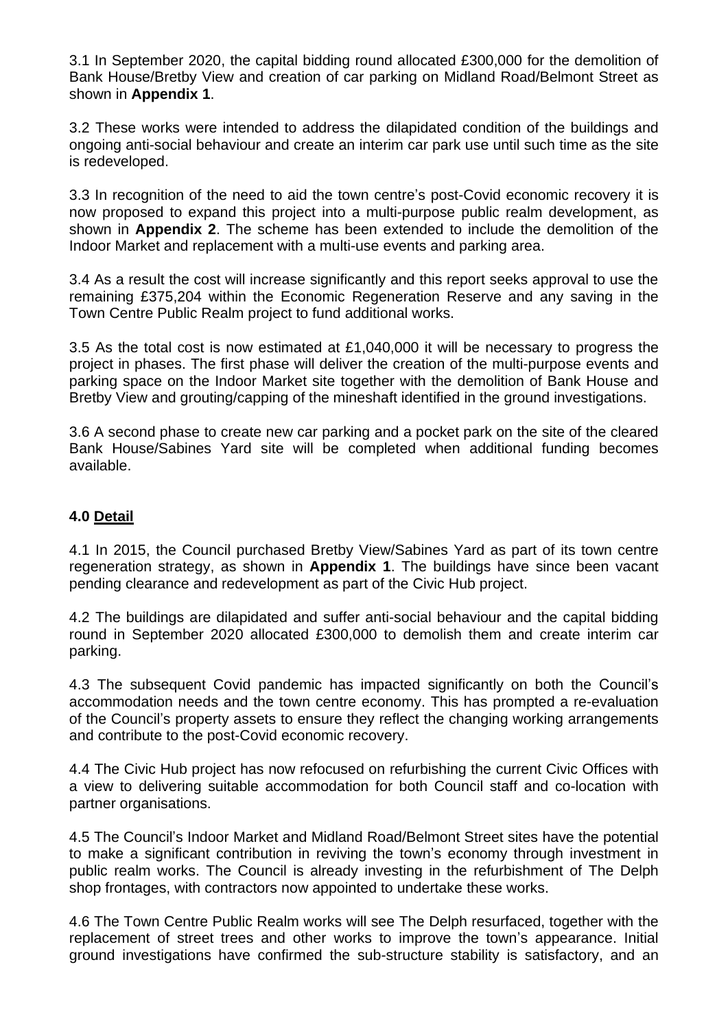3.1 In September 2020, the capital bidding round allocated £300,000 for the demolition of Bank House/Bretby View and creation of car parking on Midland Road/Belmont Street as shown in **Appendix 1**.

3.2 These works were intended to address the dilapidated condition of the buildings and ongoing anti-social behaviour and create an interim car park use until such time as the site is redeveloped.

3.3 In recognition of the need to aid the town centre's post-Covid economic recovery it is now proposed to expand this project into a multi-purpose public realm development, as shown in **Appendix 2**. The scheme has been extended to include the demolition of the Indoor Market and replacement with a multi-use events and parking area.

3.4 As a result the cost will increase significantly and this report seeks approval to use the remaining £375,204 within the Economic Regeneration Reserve and any saving in the Town Centre Public Realm project to fund additional works.

3.5 As the total cost is now estimated at £1,040,000 it will be necessary to progress the project in phases. The first phase will deliver the creation of the multi-purpose events and parking space on the Indoor Market site together with the demolition of Bank House and Bretby View and grouting/capping of the mineshaft identified in the ground investigations.

3.6 A second phase to create new car parking and a pocket park on the site of the cleared Bank House/Sabines Yard site will be completed when additional funding becomes available.

## 4.0 Detail

4.1 In 2015, the Council purchased Bretby View/Sabines Yard as part of its town centre regeneration strategy, as shown in **Appendix 1**. The buildings have since been vacant pending clearance and redevelopment as part of the Civic Hub project.

4.2 The buildings are dilapidated and suffer anti-social behaviour and the capital bidding round in September 2020 allocated £300,000 to demolish them and create interim car parking.

4.3 The subsequent Covid pandemic has impacted significantly on both the Council's accommodation needs and the town centre economy. This has prompted a re-evaluation of the Council's property assets to ensure they reflect the changing working arrangements and contribute to the post-Covid economic recovery.

4.4 The Civic Hub project has now refocused on refurbishing the current Civic Offices with a view to delivering suitable accommodation for both Council staff and co-location with partner organisations.

4.5 The Council's Indoor Market and Midland Road/Belmont Street sites have the potential to make a significant contribution in reviving the town's economy through investment in public realm works. The Council is already investing in the refurbishment of The Delph shop frontages, with contractors now appointed to undertake these works.

4.6 The Town Centre Public Realm works will see The Delph resurfaced, together with the replacement of street trees and other works to improve the town's appearance. Initial ground investigations have confirmed the sub-structure stability is satisfactory, and an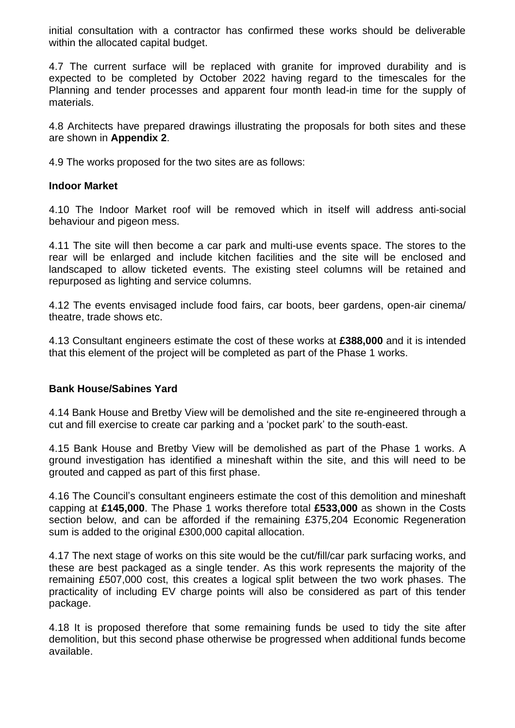initial consultation with a contractor has confirmed these works should be deliverable within the allocated capital budget.

4.7 The current surface will be replaced with granite for improved durability and is expected to be completed by October 2022 having regard to the timescales for the Planning and tender processes and apparent four month lead-in time for the supply of materials.

4.8 Architects have prepared drawings illustrating the proposals for both sites and these are shown in **Appendix 2**.

4.9 The works proposed for the two sites are as follows:

**Indoor Market**

4.10 The Indoor Market roof will be removed which in itself will address anti-social behaviour and pigeon mess.

4.11 The site will then become a car park and multi-use events space. The stores to the rear will be enlarged and include kitchen facilities and the site will be enclosed and landscaped to allow ticketed events. The existing steel columns will be retained and repurposed as lighting and service columns.

4.12 The events envisaged include food fairs, car boots, beer gardens, open-air cinema/ theatre, trade shows etc.

4.13 Consultant engineers estimate the cost of these works at **£388,000** and it is intended that this element of the project will be completed as part of the Phase 1 works.

**Bank House/Sabines Yard**

4.14 Bank House and Bretby View will be demolished and the site re-engineered through a cut and fill exercise to create car parking and a 'pocket park' to the south-east.

4.15 Bank House and Bretby View will be demolished as part of the Phase 1 works. A ground investigation has identified a mineshaft within the site, and this will need to be grouted and capped as part of this first phase.

4.16 The Council's consultant engineers estimate the cost of this demolition and mineshaft capping at **£145,000**. The Phase 1 works therefore total **£533,000** as shown in the Costs section below, and can be afforded if the remaining £375,204 Economic Regeneration sum is added to the original £300,000 capital allocation.

4.17 The next stage of works on this site would be the cut/fill/car park surfacing works, and these are best packaged as a single tender. As this work represents the majority of the remaining £507,000 cost, this creates a logical split between the two work phases. The practicality of including EV charge points will also be considered as part of this tender package.

4.18 It is proposed therefore that some remaining funds be used to tidy the site after demolition, but this second phase otherwise be progressed when additional funds become available.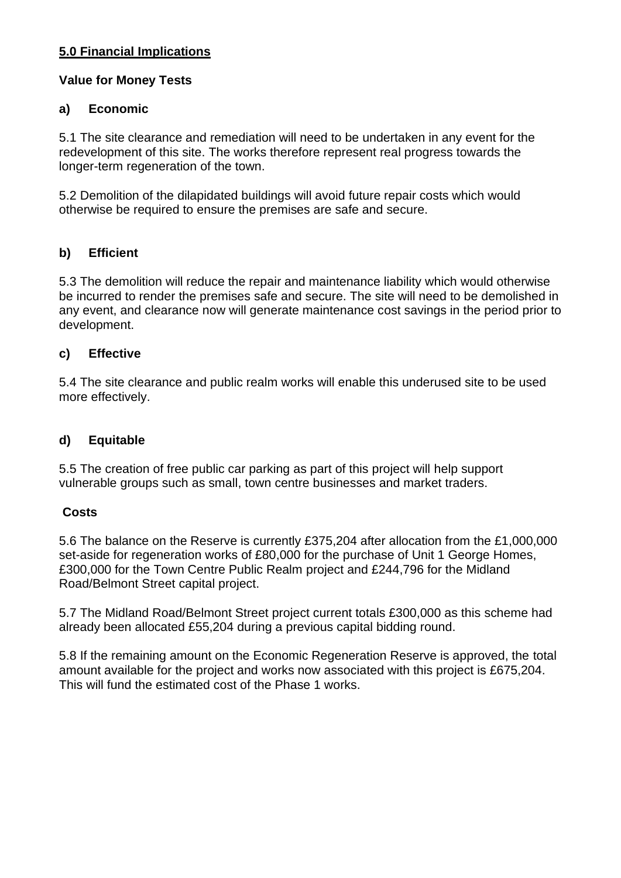## 5.0 Financial Implications

**Value for Money Tests**

**a) Economic**

5.1 The site clearance and remediation will need to be undertaken in any event for the redevelopment of this site. The works therefore represent real progress towards the longer-term regeneration of the town.

5.2 Demolition of the dilapidated buildings will avoid future repair costs which would otherwise be required to ensure the premises are safe and secure.

**b) Efficient**

5.3 The demolition will reduce the repair and maintenance liability which would otherwise be incurred to render the premises safe and secure. The site will need to be demolished in any event, and clearance now will generate maintenance cost savings in the period prior to development.

**c) Effective**

5.4 The site clearance and public realm works will enable this underused site to be used more effectively.

**d) Equitable**

5.5 The creation of free public car parking as part of this project will help support vulnerable groups such as small, town centre businesses and market traders.

**Costs**

5.6 The balance on the Reserve is currently £375,204 after allocation from the £1,000,000 set-aside for regeneration works of £80,000 for the purchase of Unit 1 George Homes, £300,000 for the Town Centre Public Realm project and £244,796 for the Midland Road/Belmont Street capital project.

5.7 The Midland Road/Belmont Street project current totals £300,000 as this scheme had already been allocated £55,204 during a previous capital bidding round.

5.8 If the remaining amount on the Economic Regeneration Reserve is approved, the total amount available for the project and works now associated with this project is £675,204. This will fund the estimated cost of the Phase 1 works.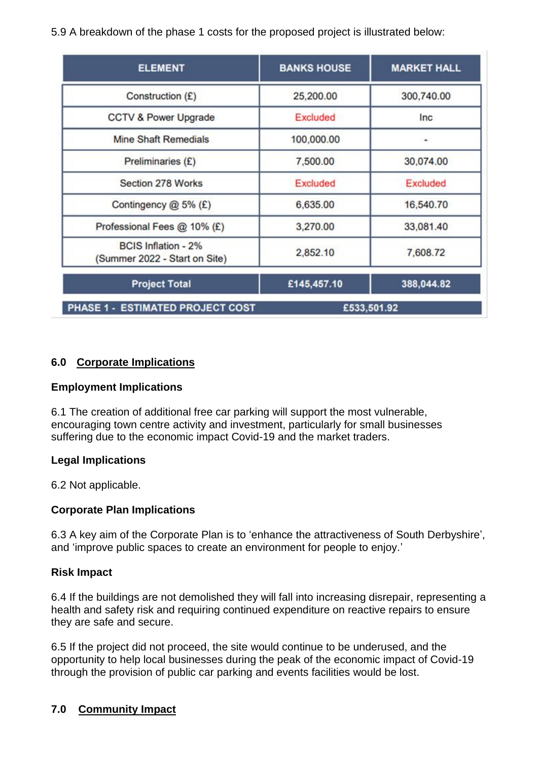5.9 A breakdown of the phase 1 costs for the proposed project is illustrated below:

| ELEMENT | BANKS HOUSE | MARKET HALL |
| --- | --- | --- |
| Construction (£) | 25,200.00 | 300,740.00 |
| CCTV & Power Upgrade | Excluded | Inc |
| Mine Shaft Remedials | 100,000.00 | - |
| Preliminaries (£) | 7,500.00 | 30,074.00 |
| Section 278 Works | Excluded | Excluded |
| Contingency @ 5% (£) | 6,635.00 | 16,540.70 |
| Professional Fees @ 10% (£) | 3,270.00 | 33,081.40 |
| BCIS Inflation - 2% (Summer 2022 - Start on Site) | 2,852.10 | 7,608.72 |
| **Project Total** | **£145,457.10** | **388,044.82** |
| **PHASE 1 - ESTIMATED PROJECT COST** | **£533,501.92** | |

## 6.0 Corporate Implications

### Employment Implications

6.1 The creation of additional free car parking will support the most vulnerable, encouraging town centre activity and investment, particularly for small businesses suffering due to the economic impact Covid-19 and the market traders.

### Legal Implications

6.2 Not applicable.

### Corporate Plan Implications

6.3 A key aim of the Corporate Plan is to 'enhance the attractiveness of South Derbyshire', and 'improve public spaces to create an environment for people to enjoy.'

### Risk Impact

6.4 If the buildings are not demolished they will fall into increasing disrepair, representing a health and safety risk and requiring continued expenditure on reactive repairs to ensure they are safe and secure.

6.5 If the project did not proceed, the site would continue to be underused, and the opportunity to help local businesses during the peak of the economic impact of Covid-19 through the provision of public car parking and events facilities would be lost.

## 7.0 Community Impact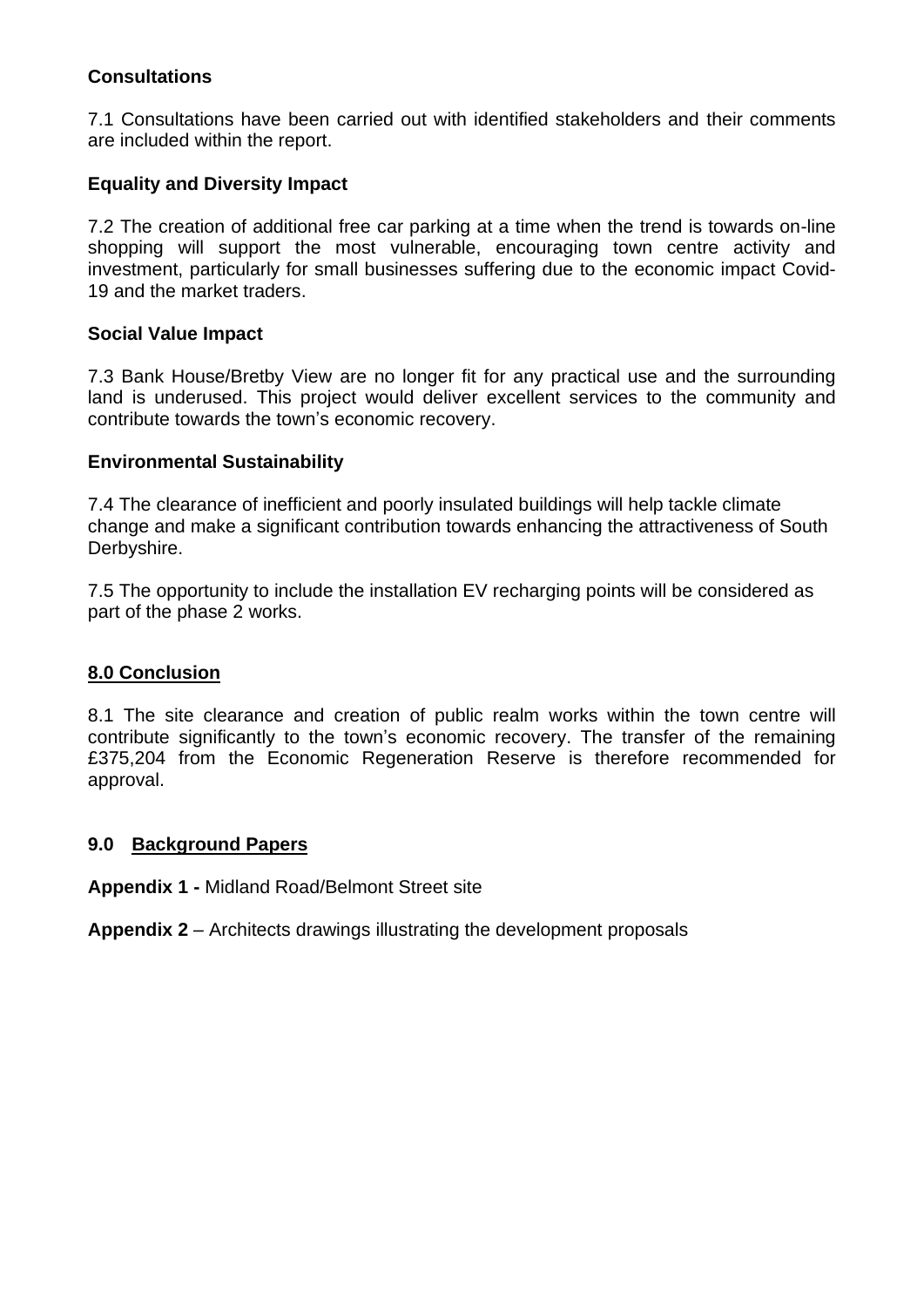**Consultations**

7.1 Consultations have been carried out with identified stakeholders and their comments are included within the report.

**Equality and Diversity Impact**

7.2 The creation of additional free car parking at a time when the trend is towards on-line shopping will support the most vulnerable, encouraging town centre activity and investment, particularly for small businesses suffering due to the economic impact Covid-19 and the market traders.

**Social Value Impact**

7.3 Bank House/Bretby View are no longer fit for any practical use and the surrounding land is underused. This project would deliver excellent services to the community and contribute towards the town's economic recovery.

**Environmental Sustainability**

7.4 The clearance of inefficient and poorly insulated buildings will help tackle climate change and make a significant contribution towards enhancing the attractiveness of South Derbyshire.

7.5 The opportunity to include the installation EV recharging points will be considered as part of the phase 2 works.

## 8.0 Conclusion

8.1 The site clearance and creation of public realm works within the town centre will contribute significantly to the town's economic recovery. The transfer of the remaining £375,204 from the Economic Regeneration Reserve is therefore recommended for approval.

## 9.0 Background Papers

**Appendix 1 -** Midland Road/Belmont Street site

**Appendix 2** – Architects drawings illustrating the development proposals